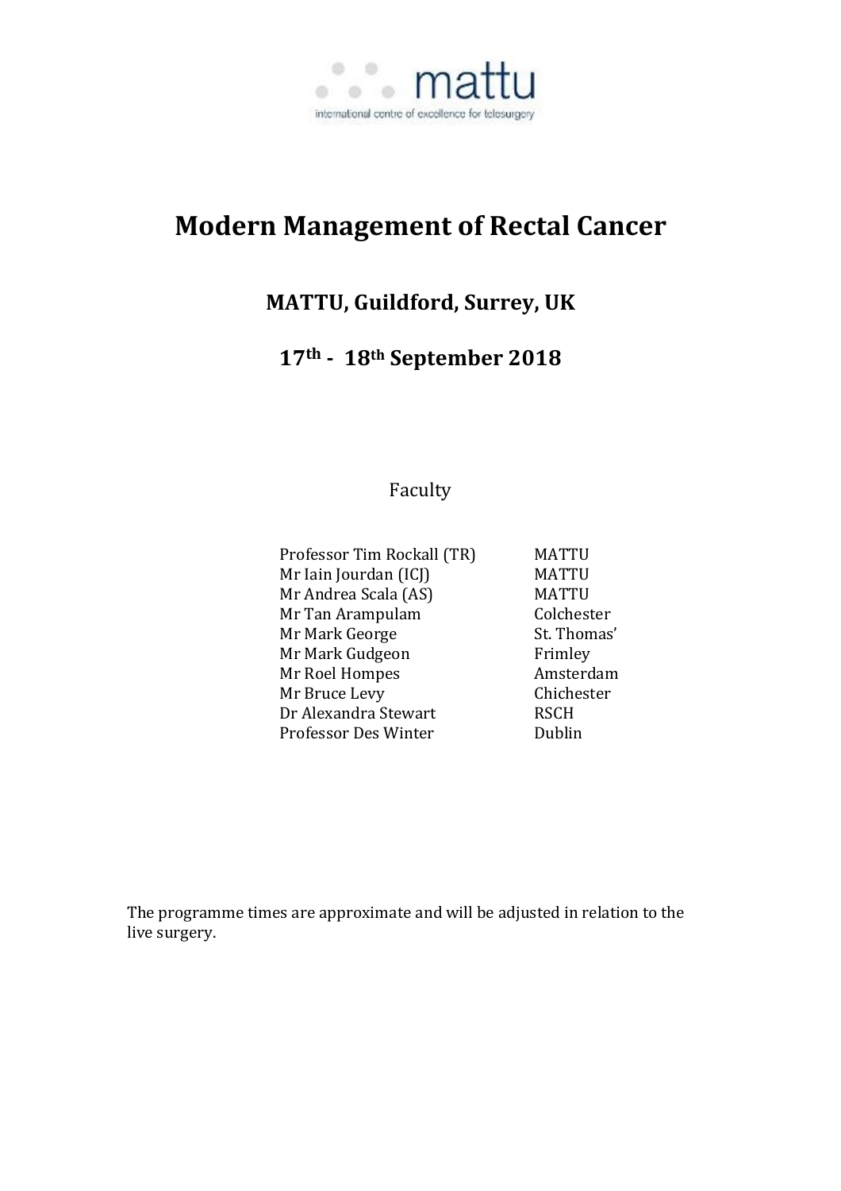mattu

international centre of excellence for telesurgery

# Modern Management of Rectal Cancer

## MATTU, Guildford, Surrey, UK

## 17th - 18th September 2018

Faculty

| | |
|---|---|
| Professor Tim Rockall (TR) | MATTU |
| Mr Iain Jourdan (ICJ) | MATTU |
| Mr Andrea Scala (AS) | MATTU |
| Mr Tan Arampulam | Colchester |
| Mr Mark George | St. Thomas' |
| Mr Mark Gudgeon | Frimley |
| Mr Roel Hompes | Amsterdam |
| Mr Bruce Levy | Chichester |
| Dr Alexandra Stewart | RSCH |
| Professor Des Winter | Dublin |

The programme times are approximate and will be adjusted in relation to the live surgery.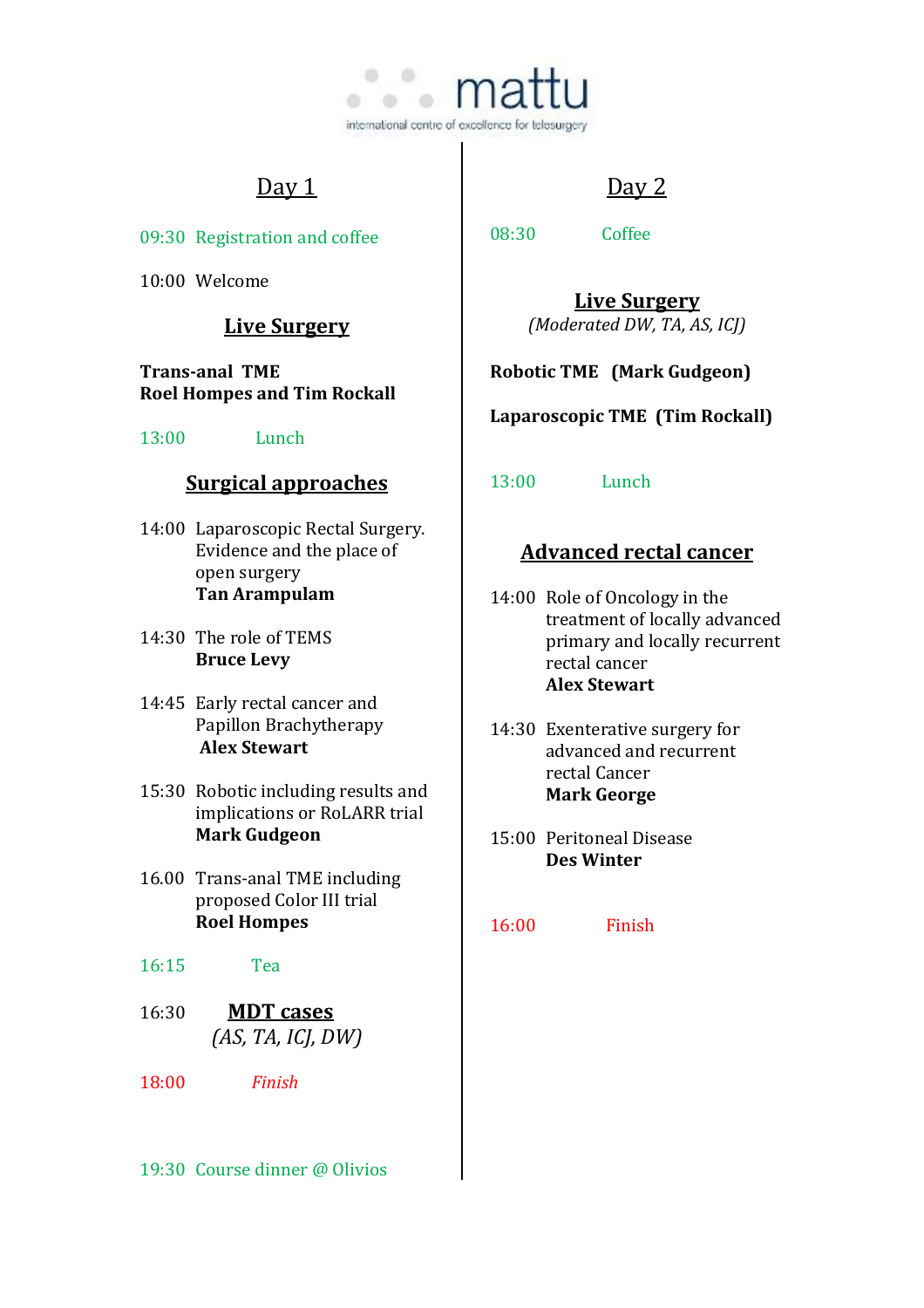mattu

international centre of excellence for telesurgery

## Day 1

09:30 Registration and coffee

10:00 Welcome

### Live Surgery

**Trans-anal TME**
**Roel Hompes and Tim Rockall**

13:00 Lunch

### Surgical approaches

14:00 Laparoscopic Rectal Surgery. Evidence and the place of open surgery
**Tan Arampulam**

14:30 The role of TEMS
**Bruce Levy**

14:45 Early rectal cancer and Papillon Brachytherapy
**Alex Stewart**

15:30 Robotic including results and implications or RoLARR trial
**Mark Gudgeon**

16.00 Trans-anal TME including proposed Color III trial
**Roel Hompes**

16:15 Tea

16:30 **MDT cases**
*(AS, TA, ICJ, DW)*

18:00 *Finish*

19:30 Course dinner @ Olivios

## Day 2

08:30 Coffee

### Live Surgery

*(Moderated DW, TA, AS, ICJ)*

**Robotic TME (Mark Gudgeon)**

**Laparoscopic TME (Tim Rockall)**

13:00 Lunch

### Advanced rectal cancer

14:00 Role of Oncology in the treatment of locally advanced primary and locally recurrent rectal cancer
**Alex Stewart**

14:30 Exenterative surgery for advanced and recurrent rectal Cancer
**Mark George**

15:00 Peritoneal Disease
**Des Winter**

16:00 Finish